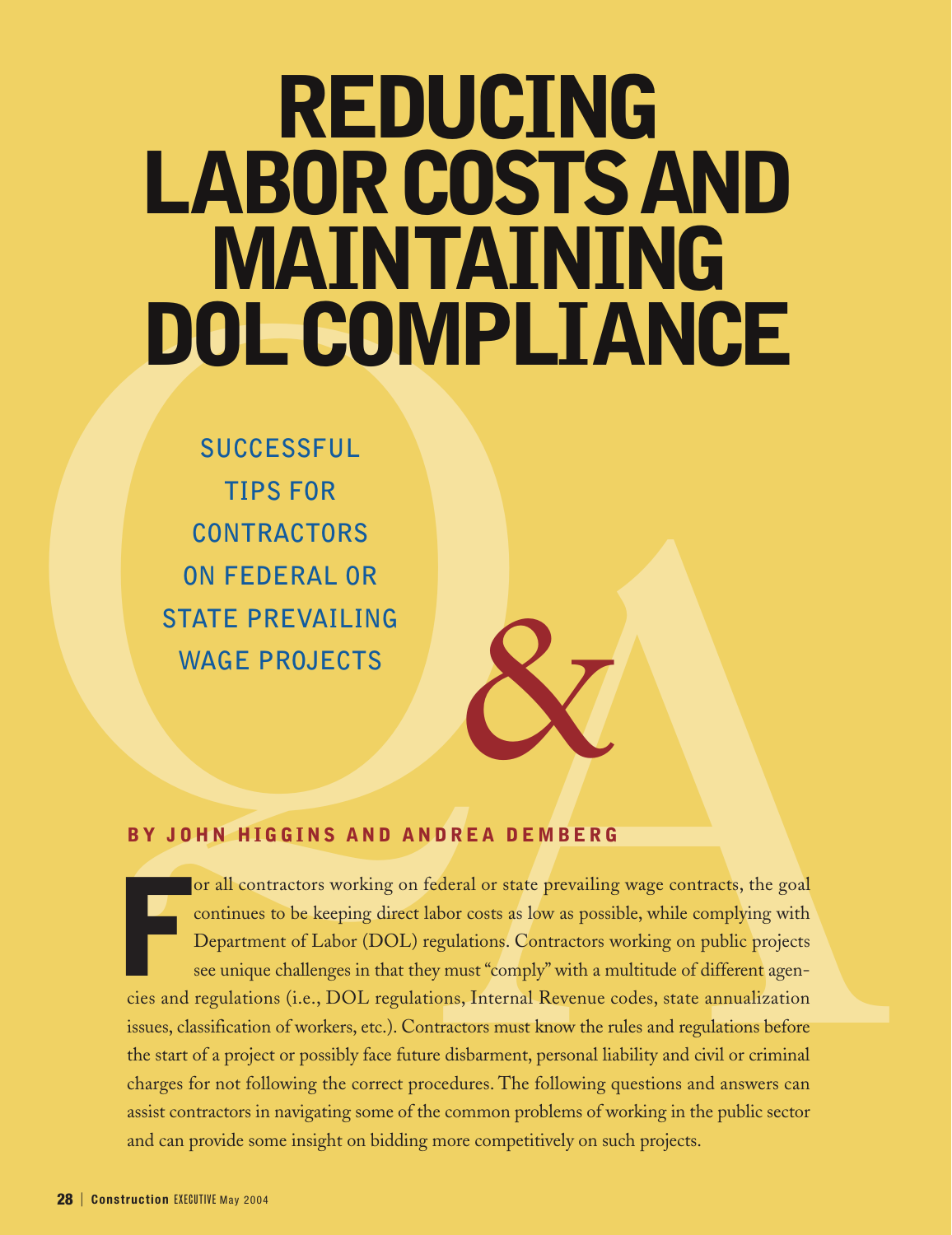# REDUCING LABOR COSTS AND MAINTAINING DOL COMPLIANCE

## SUCCESSFUL TIPS FOR CONTRACTORS ON FEDERAL OR STATE PREVAILING WAGE PROJECTS

**BY JOHN HIGGINS AND ANDREA DEMBERG**

For all contractors working on federal or state prevailing wage contracts, the goal continues to be keeping direct labor costs as low as possible, while complying with Department of Labor (DOL) regulations. Contractors working on public projects see unique challenges in that they must "comply" with a multitude of different agencies and regulations (i.e., DOL regulations, Internal Revenue codes, state annualization issues, classification of workers, etc.). Contractors must know the rules and regulations before the start of a project or possibly face future disbarment, personal liability and civil or criminal charges for not following the correct procedures. The following questions and answers can assist contractors in navigating some of the common problems of working in the public sector and can provide some insight on bidding more competitively on such projects.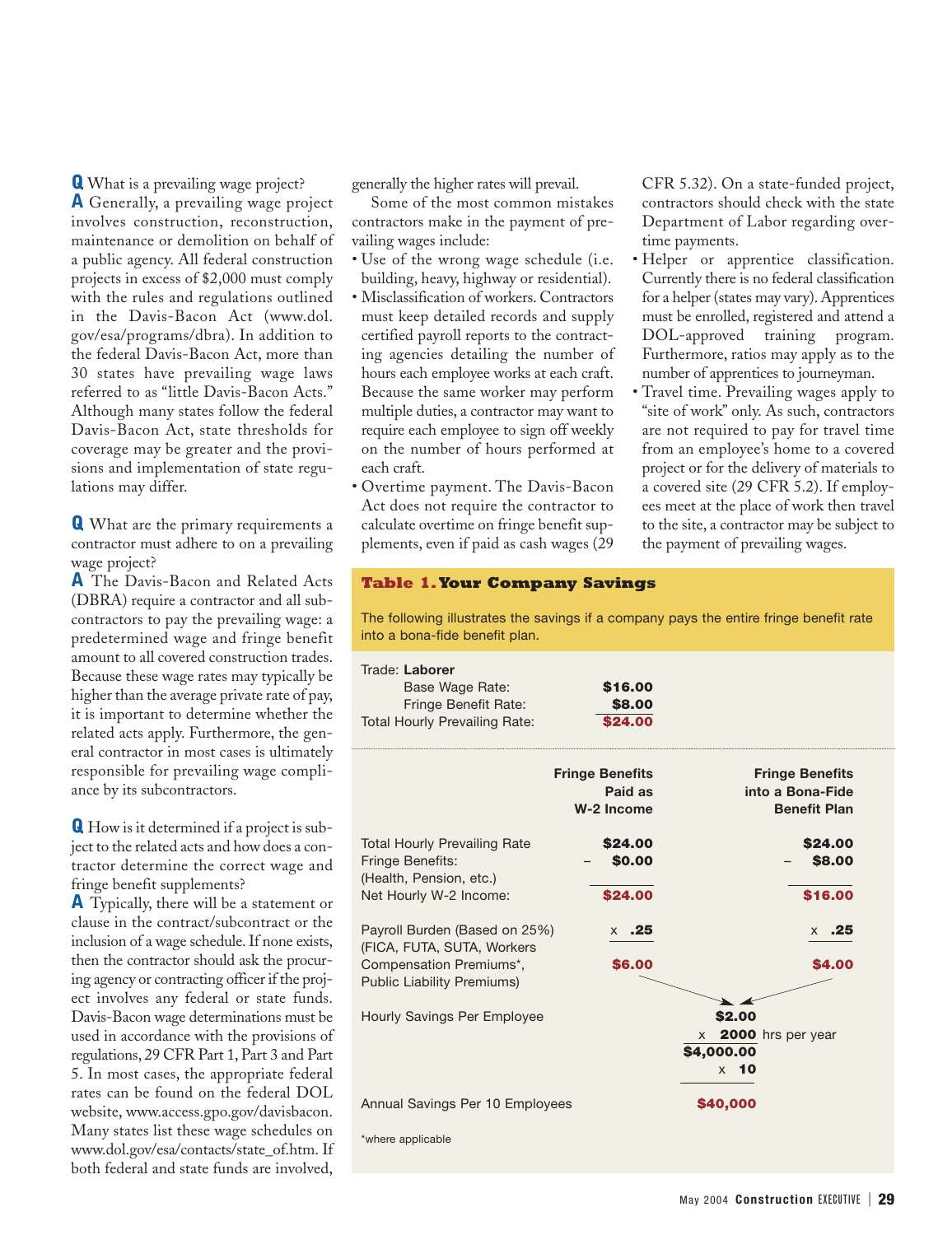**Q** What is a prevailing wage project?

**A** Generally, a prevailing wage project involves construction, reconstruction, maintenance or demolition on behalf of a public agency. All federal construction projects in excess of $2,000 must comply with the rules and regulations outlined in the Davis-Bacon Act (www.dol.gov/esa/programs/dbra). In addition to the federal Davis-Bacon Act, more than 30 states have prevailing wage laws referred to as "little Davis-Bacon Acts." Although many states follow the federal Davis-Bacon Act, state thresholds for coverage may be greater and the provisions and implementation of state regulations may differ.

**Q** What are the primary requirements a contractor must adhere to on a prevailing wage project?

**A** The Davis-Bacon and Related Acts (DBRA) require a contractor and all subcontractors to pay the prevailing wage: a predetermined wage and fringe benefit amount to all covered construction trades. Because these wage rates may typically be higher than the average private rate of pay, it is important to determine whether the related acts apply. Furthermore, the general contractor in most cases is ultimately responsible for prevailing wage compliance by its subcontractors.

**Q** How is it determined if a project is subject to the related acts and how does a contractor determine the correct wage and fringe benefit supplements?

**A** Typically, there will be a statement or clause in the contract/subcontract or the inclusion of a wage schedule. If none exists, then the contractor should ask the procuring agency or contracting officer if the project involves any federal or state funds. Davis-Bacon wage determinations must be used in accordance with the provisions of regulations, 29 CFR Part 1, Part 3 and Part 5. In most cases, the appropriate federal rates can be found on the federal DOL website, www.access.gpo.gov/davisbacon. Many states list these wage schedules on www.dol.gov/esa/contacts/state_of.htm. If both federal and state funds are involved, generally the higher rates will prevail.

Some of the most common mistakes contractors make in the payment of prevailing wages include:

- Use of the wrong wage schedule (i.e. building, heavy, highway or residential).
- Misclassification of workers. Contractors must keep detailed records and supply certified payroll reports to the contracting agencies detailing the number of hours each employee works at each craft. Because the same worker may perform multiple duties, a contractor may want to require each employee to sign off weekly on the number of hours performed at each craft.
- Overtime payment. The Davis-Bacon Act does not require the contractor to calculate overtime on fringe benefit supplements, even if paid as cash wages (29 CFR 5.32). On a state-funded project, contractors should check with the state Department of Labor regarding overtime payments.
- Helper or apprentice classification. Currently there is no federal classification for a helper (states may vary). Apprentices must be enrolled, registered and attend a DOL-approved training program. Furthermore, ratios may apply as to the number of apprentices to journeyman.
- Travel time. Prevailing wages apply to "site of work" only. As such, contractors are not required to pay for travel time from an employee's home to a covered project or for the delivery of materials to a covered site (29 CFR 5.2). If employees meet at the place of work then travel to the site, a contractor may be subject to the payment of prevailing wages.

**Table 1. Your Company Savings**

The following illustrates the savings if a company pays the entire fringe benefit rate into a bona-fide benefit plan.

| Trade: **Laborer** | |
|---|---|
| Base Wage Rate: | **$16.00** |
| Fringe Benefit Rate: | **$8.00** |
| Total Hourly Prevailing Rate: | **$24.00** |

| | Fringe Benefits Paid as W-2 Income | Fringe Benefits into a Bona-Fide Benefit Plan |
|---|---|---|
| Total Hourly Prevailing Rate | $24.00 | $24.00 |
| Fringe Benefits: (Health, Pension, etc.) | – $0.00 | – $8.00 |
| Net Hourly W-2 Income: | $24.00 | $16.00 |
| Payroll Burden (Based on 25%) (FICA, FUTA, SUTA, Workers Compensation Premiums*, Public Liability Premiums) | x .25 = $6.00 | x .25 = $4.00 |
| Hourly Savings Per Employee | $2.00 | |
| | x 2000 hrs per year | |
| | $4,000.00 | |
| | x 10 | |
| Annual Savings Per 10 Employees | $40,000 | |

*where applicable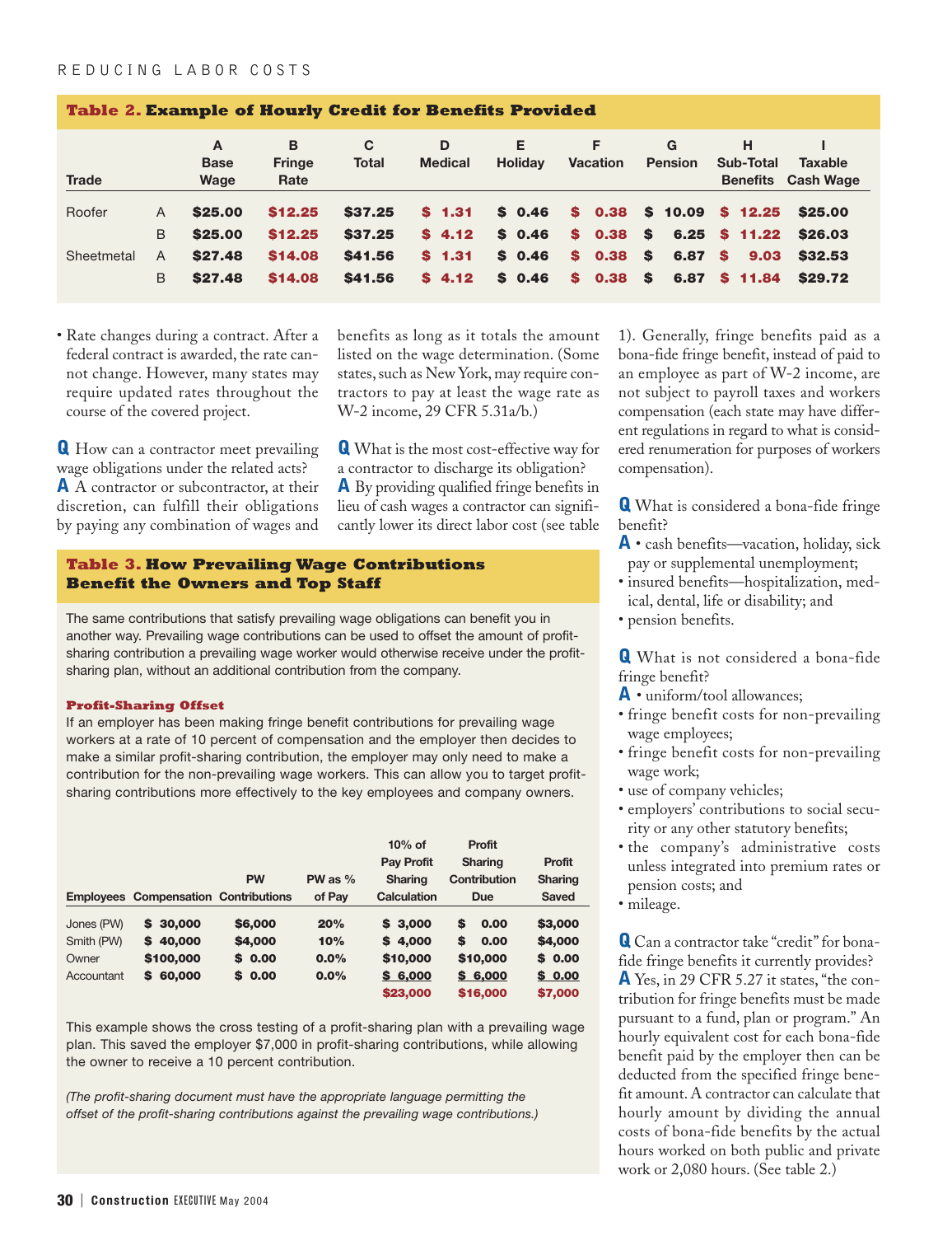**Table 2. Example of Hourly Credit for Benefits Provided**

| Trade | | A Base Wage | B Fringe Rate | C Total | D Medical | E Holiday | F Vacation | G Pension | H Sub-Total Benefits | I Taxable Cash Wage |
|---|---|---|---|---|---|---|---|---|---|---|
| Roofer | A | $25.00 | $12.25 | $37.25 | $ 1.31 | $ 0.46 | $ 0.38 | $ 10.09 | $ 12.25 | $25.00 |
| | B | $25.00 | $12.25 | $37.25 | $ 4.12 | $ 0.46 | $ 0.38 | $ 6.25 | $ 11.22 | $26.03 |
| Sheetmetal | A | $27.48 | $14.08 | $41.56 | $ 1.31 | $ 0.46 | $ 0.38 | $ 6.87 | $ 9.03 | $32.53 |
| | B | $27.48 | $14.08 | $41.56 | $ 4.12 | $ 0.46 | $ 0.38 | $ 6.87 | $ 11.84 | $29.72 |

- Rate changes during a contract. After a federal contract is awarded, the rate cannot change. However, many states may require updated rates throughout the course of the covered project.

**Q** How can a contractor meet prevailing wage obligations under the related acts?
**A** A contractor or subcontractor, at their discretion, can fulfill their obligations by paying any combination of wages and benefits as long as it totals the amount listed on the wage determination. (Some states, such as New York, may require contractors to pay at least the wage rate as W-2 income, 29 CFR 5.31a/b.)

**Q** What is the most cost-effective way for a contractor to discharge its obligation?
**A** By providing qualified fringe benefits in lieu of cash wages a contractor can significantly lower its direct labor cost (see table 1). Generally, fringe benefits paid as a bona-fide fringe benefit, instead of paid to an employee as part of W-2 income, are not subject to payroll taxes and workers compensation (each state may have different regulations in regard to what is considered renumeration for purposes of workers compensation).

**Q** What is considered a bona-fide fringe benefit?
**A**
- cash benefits—vacation, holiday, sick pay or supplemental unemployment;
- insured benefits—hospitalization, medical, dental, life or disability; and
- pension benefits.

**Q** What is not considered a bona-fide fringe benefit?
**A**
- uniform/tool allowances;
- fringe benefit costs for non-prevailing wage employees;
- fringe benefit costs for non-prevailing wage work;
- use of company vehicles;
- employers' contributions to social security or any other statutory benefits;
- the company's administrative costs unless integrated into premium rates or pension costs; and
- mileage.

**Q** Can a contractor take "credit" for bona-fide fringe benefits it currently provides?
**A** Yes, in 29 CFR 5.27 it states, "the contribution for fringe benefits must be made pursuant to a fund, plan or program." An hourly equivalent cost for each bona-fide benefit paid by the employer then can be deducted from the specified fringe benefit amount. A contractor can calculate that hourly amount by dividing the annual costs of bona-fide benefits by the actual hours worked on both public and private work or 2,080 hours. (See table 2.)

**Table 3. How Prevailing Wage Contributions Benefit the Owners and Top Staff**

The same contributions that satisfy prevailing wage obligations can benefit you in another way. Prevailing wage contributions can be used to offset the amount of profit-sharing contribution a prevailing wage worker would otherwise receive under the profit-sharing plan, without an additional contribution from the company.

**Profit-Sharing Offset**

If an employer has been making fringe benefit contributions for prevailing wage workers at a rate of 10 percent of compensation and the employer then decides to make a similar profit-sharing contribution, the employer may only need to make a contribution for the non-prevailing wage workers. This can allow you to target profit-sharing contributions more effectively to the key employees and company owners.

| Employees | Compensation | PW Contributions | PW as % of Pay | 10% of Pay Profit Sharing Calculation | Profit Sharing Contribution Due | Profit Sharing Saved |
|---|---|---|---|---|---|---|
| Jones (PW) | $ 30,000 | $6,000 | 20% | $ 3,000 | $ 0.00 | $3,000 |
| Smith (PW) | $ 40,000 | $4,000 | 10% | $ 4,000 | $ 0.00 | $4,000 |
| Owner | $100,000 | $ 0.00 | 0.0% | $10,000 | $10,000 | $ 0.00 |
| Accountant | $ 60,000 | $ 0.00 | 0.0% | $ 6,000 | $ 6,000 | $ 0.00 |
| | | | | $23,000 | $16,000 | $7,000 |

This example shows the cross testing of a profit-sharing plan with a prevailing wage plan. This saved the employer $7,000 in profit-sharing contributions, while allowing the owner to receive a 10 percent contribution.

*(The profit-sharing document must have the appropriate language permitting the offset of the profit-sharing contributions against the prevailing wage contributions.)*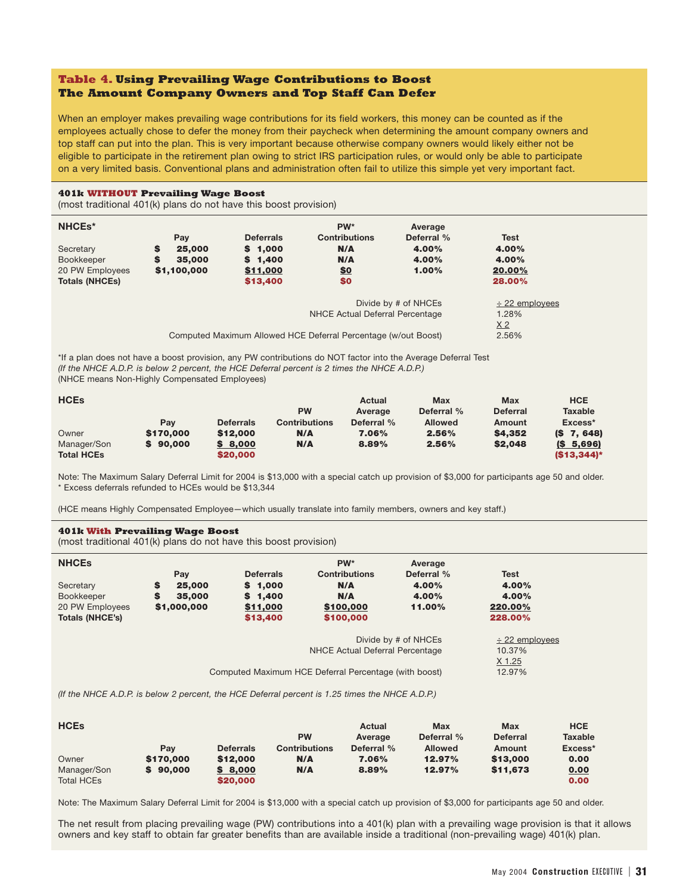## Table 4. Using Prevailing Wage Contributions to Boost The Amount Company Owners and Top Staff Can Defer

When an employer makes prevailing wage contributions for its field workers, this money can be counted as if the employees actually chose to defer the money from their paycheck when determining the amount company owners and top staff can put into the plan. This is very important because otherwise company owners would likely either not be eligible to participate in the retirement plan owing to strict IRS participation rules, or would only be able to participate on a very limited basis. Conventional plans and administration often fail to utilize this simple yet very important fact.

### 401k WITHOUT Prevailing Wage Boost

(most traditional 401(k) plans do not have this boost provision)

| NHCEs* | Pay | Deferrals | PW* Contributions | Average Deferral % | Test |
|---|---|---|---|---|---|
| Secretary | $ 25,000 | $ 1,000 | N/A | 4.00% | 4.00% |
| Bookkeeper | $ 35,000 | $ 1,400 | N/A | 4.00% | 4.00% |
| 20 PW Employees | $1,100,000 | $11,000 | $0 | 1.00% | 20.00% |
| **Totals (NHCEs)** | | $13,400 | $0 | | 28.00% |
| | | | | Divide by # of NHCEs | ÷ 22 employees |
| | | | | NHCE Actual Deferral Percentage | 1.28% |
| | | | | | X 2 |
| | | | | Computed Maximum Allowed HCE Deferral Percentage (w/out Boost) | 2.56% |

*If a plan does not have a boost provision, any PW contributions do NOT factor into the Average Deferral Test
*(If the NHCE A.D.P. is below 2 percent, the HCE Deferral percent is 2 times the NHCE A.D.P.)*
(NHCE means Non-Highly Compensated Employees)

| HCEs | Pay | Deferrals | PW Contributions | Actual Average Deferral % | Max Deferral % Allowed | Max Deferral Amount | HCE Taxable Excess* |
|---|---|---|---|---|---|---|---|
| Owner | $170,000 | $12,000 | N/A | 7.06% | 2.56% | $4,352 | ($ 7, 648) |
| Manager/Son | $ 90,000 | $ 8,000 | N/A | 8.89% | 2.56% | $2,048 | ($ 5,696) |
| **Total HCEs** | | $20,000 | | | | | ($13,344)* |

Note: The Maximum Salary Deferral Limit for 2004 is $13,000 with a special catch up provision of $3,000 for participants age 50 and older.
* Excess deferrals refunded to HCEs would be $13,344

(HCE means Highly Compensated Employee—which usually translate into family members, owners and key staff.)

### 401k With Prevailing Wage Boost

(most traditional 401(k) plans do not have this boost provision)

| NHCEs | Pay | Deferrals | PW* Contributions | Average Deferral % | Test |
|---|---|---|---|---|---|
| Secretary | $ 25,000 | $ 1,000 | N/A | 4.00% | 4.00% |
| Bookkeeper | $ 35,000 | $ 1,400 | N/A | 4.00% | 4.00% |
| 20 PW Employees | $1,000,000 | $11,000 | $100,000 | 11.00% | 220.00% |
| **Totals (NHCE's)** | | $13,400 | $100,000 | | 228.00% |
| | | | | Divide by # of NHCEs | ÷ 22 employees |
| | | | | NHCE Actual Deferral Percentage | 10.37% |
| | | | | | X 1.25 |
| | | | | Computed Maximum HCE Deferral Percentage (with boost) | 12.97% |

*(If the NHCE A.D.P. is below 2 percent, the HCE Deferral percent is 1.25 times the NHCE A.D.P.)*

| HCEs | Pay | Deferrals | PW Contributions | Actual Average Deferral % | Max Deferral % Allowed | Max Deferral Amount | HCE Taxable Excess* |
|---|---|---|---|---|---|---|---|
| Owner | $170,000 | $12,000 | N/A | 7.06% | 12.97% | $13,000 | 0.00 |
| Manager/Son | $ 90,000 | $ 8,000 | N/A | 8.89% | 12.97% | $11,673 | 0.00 |
| Total HCEs | | $20,000 | | | | | 0.00 |

Note: The Maximum Salary Deferral Limit for 2004 is $13,000 with a special catch up provision of $3,000 for participants age 50 and older.

The net result from placing prevailing wage (PW) contributions into a 401(k) plan with a prevailing wage provision is that it allows owners and key staff to obtain far greater benefits than are available inside a traditional (non-prevailing wage) 401(k) plan.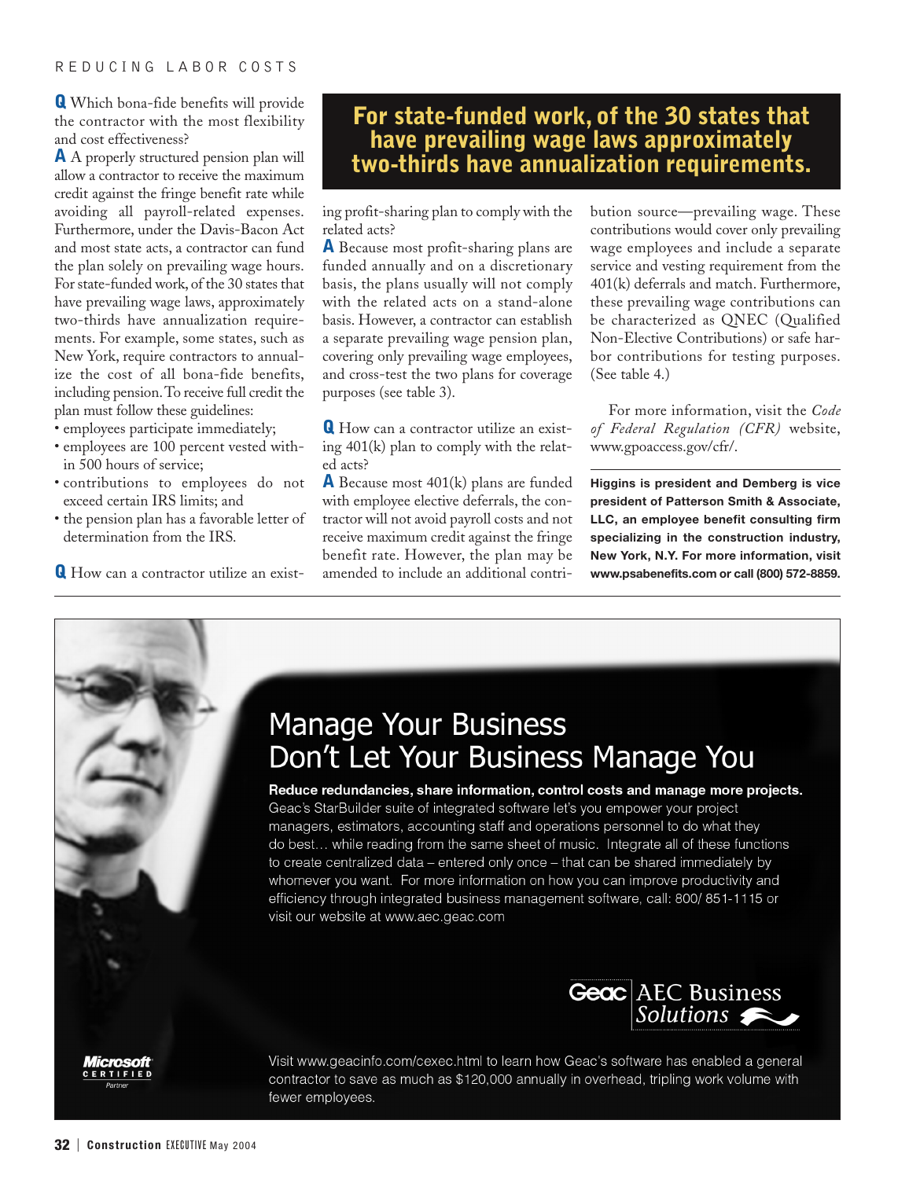**Q** Which bona-fide benefits will provide the contractor with the most flexibility and cost effectiveness?

**A** A properly structured pension plan will allow a contractor to receive the maximum credit against the fringe benefit rate while avoiding all payroll-related expenses. Furthermore, under the Davis-Bacon Act and most state acts, a contractor can fund the plan solely on prevailing wage hours. For state-funded work, of the 30 states that have prevailing wage laws, approximately two-thirds have annualization requirements. For example, some states, such as New York, require contractors to annualize the cost of all bona-fide benefits, including pension. To receive full credit the plan must follow these guidelines:

- employees participate immediately;
- employees are 100 percent vested within 500 hours of service;
- contributions to employees do not exceed certain IRS limits; and
- the pension plan has a favorable letter of determination from the IRS.

**For state-funded work, of the 30 states that have prevailing wage laws approximately two-thirds have annualization requirements.**

**Q** How can a contractor utilize an existing profit-sharing plan to comply with the related acts?

**A** Because most profit-sharing plans are funded annually and on a discretionary basis, the plans usually will not comply with the related acts on a stand-alone basis. However, a contractor can establish a separate prevailing wage pension plan, covering only prevailing wage employees, and cross-test the two plans for coverage purposes (see table 3).

**Q** How can a contractor utilize an existing 401(k) plan to comply with the related acts?

**A** Because most 401(k) plans are funded with employee elective deferrals, the contractor will not avoid payroll costs and not receive maximum credit against the fringe benefit rate. However, the plan may be amended to include an additional contribution source—prevailing wage. These contributions would cover only prevailing wage employees and include a separate service and vesting requirement from the 401(k) deferrals and match. Furthermore, these prevailing wage contributions can be characterized as QNEC (Qualified Non-Elective Contributions) or safe harbor contributions for testing purposes. (See table 4.)

For more information, visit the *Code of Federal Regulation (CFR)* website, www.gpoaccess.gov/cfr/.

**Higgins is president and Demberg is vice president of Patterson Smith & Associate, LLC, an employee benefit consulting firm specializing in the construction industry, New York, N.Y. For more information, visit www.psabenefits.com or call (800) 572-8859.**

---

# Manage Your Business Don't Let Your Business Manage You

**Reduce redundancies, share information, control costs and manage more projects.**

Geac's StarBuilder suite of integrated software let's you empower your project managers, estimators, accounting staff and operations personnel to do what they do best… while reading from the same sheet of music. Integrate all of these functions to create centralized data – entered only once – that can be shared immediately by whomever you want. For more information on how you can improve productivity and efficiency through integrated business management software, call: 800/ 851-1115 or visit our website at www.aec.geac.com

Geac AEC Business Solutions

Microsoft CERTIFIED Partner

Visit www.geacinfo.com/cexec.html to learn how Geac's software has enabled a general contractor to save as much as $120,000 annually in overhead, tripling work volume with fewer employees.